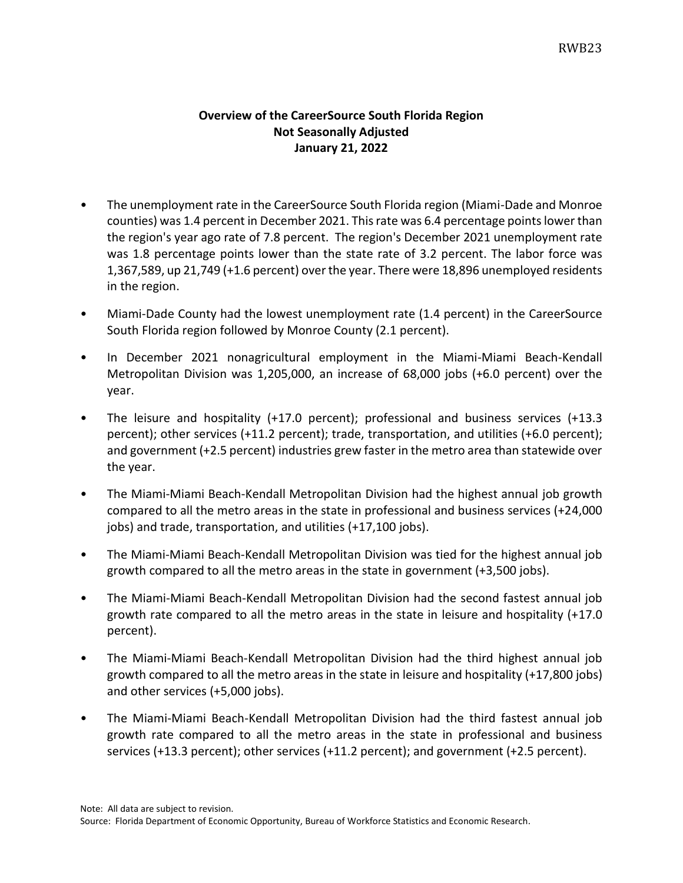# Overview of the CareerSource South Florida Region
## Not Seasonally Adjusted
## January 21, 2022

- The unemployment rate in the CareerSource South Florida region (Miami-Dade and Monroe counties) was 1.4 percent in December 2021. This rate was 6.4 percentage points lower than the region's year ago rate of 7.8 percent. The region's December 2021 unemployment rate was 1.8 percentage points lower than the state rate of 3.2 percent. The labor force was 1,367,589, up 21,749 (+1.6 percent) over the year. There were 18,896 unemployed residents in the region.
- Miami-Dade County had the lowest unemployment rate (1.4 percent) in the CareerSource South Florida region followed by Monroe County (2.1 percent).
- In December 2021 nonagricultural employment in the Miami-Miami Beach-Kendall Metropolitan Division was 1,205,000, an increase of 68,000 jobs (+6.0 percent) over the year.
- The leisure and hospitality (+17.0 percent); professional and business services (+13.3 percent); other services (+11.2 percent); trade, transportation, and utilities (+6.0 percent); and government (+2.5 percent) industries grew faster in the metro area than statewide over the year.
- The Miami-Miami Beach-Kendall Metropolitan Division had the highest annual job growth compared to all the metro areas in the state in professional and business services (+24,000 jobs) and trade, transportation, and utilities (+17,100 jobs).
- The Miami-Miami Beach-Kendall Metropolitan Division was tied for the highest annual job growth compared to all the metro areas in the state in government (+3,500 jobs).
- The Miami-Miami Beach-Kendall Metropolitan Division had the second fastest annual job growth rate compared to all the metro areas in the state in leisure and hospitality (+17.0 percent).
- The Miami-Miami Beach-Kendall Metropolitan Division had the third highest annual job growth compared to all the metro areas in the state in leisure and hospitality (+17,800 jobs) and other services (+5,000 jobs).
- The Miami-Miami Beach-Kendall Metropolitan Division had the third fastest annual job growth rate compared to all the metro areas in the state in professional and business services (+13.3 percent); other services (+11.2 percent); and government (+2.5 percent).

Note: All data are subject to revision.
Source: Florida Department of Economic Opportunity, Bureau of Workforce Statistics and Economic Research.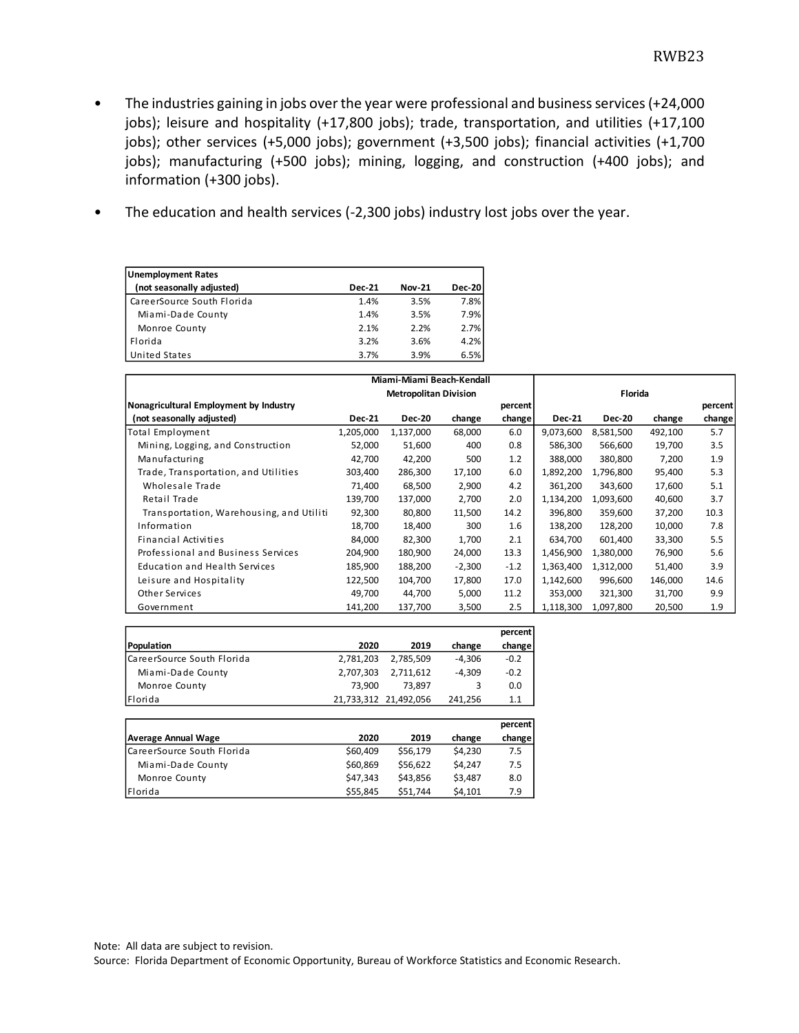- The industries gaining in jobs over the year were professional and business services (+24,000 jobs); leisure and hospitality (+17,800 jobs); trade, transportation, and utilities (+17,100 jobs); other services (+5,000 jobs); government (+3,500 jobs); financial activities (+1,700 jobs); manufacturing (+500 jobs); mining, logging, and construction (+400 jobs); and information (+300 jobs).

- The education and health services (-2,300 jobs) industry lost jobs over the year.

| **Unemployment Rates (not seasonally adjusted)** | **Dec-21** | **Nov-21** | **Dec-20** |
|---|---|---|---|
| CareerSource South Florida | 1.4% | 3.5% | 7.8% |
| Miami-Dade County | 1.4% | 3.5% | 7.9% |
| Monroe County | 2.1% | 2.2% | 2.7% |
| Florida | 3.2% | 3.6% | 4.2% |
| United States | 3.7% | 3.9% | 6.5% |

| | **Miami-Miami Beach-Kendall Metropolitan Division** | | | | **Florida** | | | |
|---|---|---|---|---|---|---|---|---|
| **Nonagricultural Employment by Industry (not seasonally adjusted)** | **Dec-21** | **Dec-20** | **change** | **percent change** | **Dec-21** | **Dec-20** | **change** | **percent change** |
| Total Employment | 1,205,000 | 1,137,000 | 68,000 | 6.0 | 9,073,600 | 8,581,500 | 492,100 | 5.7 |
| Mining, Logging, and Construction | 52,000 | 51,600 | 400 | 0.8 | 586,300 | 566,600 | 19,700 | 3.5 |
| Manufacturing | 42,700 | 42,200 | 500 | 1.2 | 388,000 | 380,800 | 7,200 | 1.9 |
| Trade, Transportation, and Utilities | 303,400 | 286,300 | 17,100 | 6.0 | 1,892,200 | 1,796,800 | 95,400 | 5.3 |
| Wholesale Trade | 71,400 | 68,500 | 2,900 | 4.2 | 361,200 | 343,600 | 17,600 | 5.1 |
| Retail Trade | 139,700 | 137,000 | 2,700 | 2.0 | 1,134,200 | 1,093,600 | 40,600 | 3.7 |
| Transportation, Warehousing, and Utiliti | 92,300 | 80,800 | 11,500 | 14.2 | 396,800 | 359,600 | 37,200 | 10.3 |
| Information | 18,700 | 18,400 | 300 | 1.6 | 138,200 | 128,200 | 10,000 | 7.8 |
| Financial Activities | 84,000 | 82,300 | 1,700 | 2.1 | 634,700 | 601,400 | 33,300 | 5.5 |
| Professional and Business Services | 204,900 | 180,900 | 24,000 | 13.3 | 1,456,900 | 1,380,000 | 76,900 | 5.6 |
| Education and Health Services | 185,900 | 188,200 | -2,300 | -1.2 | 1,363,400 | 1,312,000 | 51,400 | 3.9 |
| Leisure and Hospitality | 122,500 | 104,700 | 17,800 | 17.0 | 1,142,600 | 996,600 | 146,000 | 14.6 |
| Other Services | 49,700 | 44,700 | 5,000 | 11.2 | 353,000 | 321,300 | 31,700 | 9.9 |
| Government | 141,200 | 137,700 | 3,500 | 2.5 | 1,118,300 | 1,097,800 | 20,500 | 1.9 |

| **Population** | **2020** | **2019** | **change** | **percent change** |
|---|---|---|---|---|
| CareerSource South Florida | 2,781,203 | 2,785,509 | -4,306 | -0.2 |
| Miami-Dade County | 2,707,303 | 2,711,612 | -4,309 | -0.2 |
| Monroe County | 73,900 | 73,897 | 3 | 0.0 |
| Florida | 21,733,312 | 21,492,056 | 241,256 | 1.1 |

| **Average Annual Wage** | **2020** | **2019** | **change** | **percent change** |
|---|---|---|---|---|
| CareerSource South Florida | $60,409 | $56,179 | $4,230 | 7.5 |
| Miami-Dade County | $60,869 | $56,622 | $4,247 | 7.5 |
| Monroe County | $47,343 | $43,856 | $3,487 | 8.0 |
| Florida | $55,845 | $51,744 | $4,101 | 7.9 |

Note: All data are subject to revision.
Source: Florida Department of Economic Opportunity, Bureau of Workforce Statistics and Economic Research.